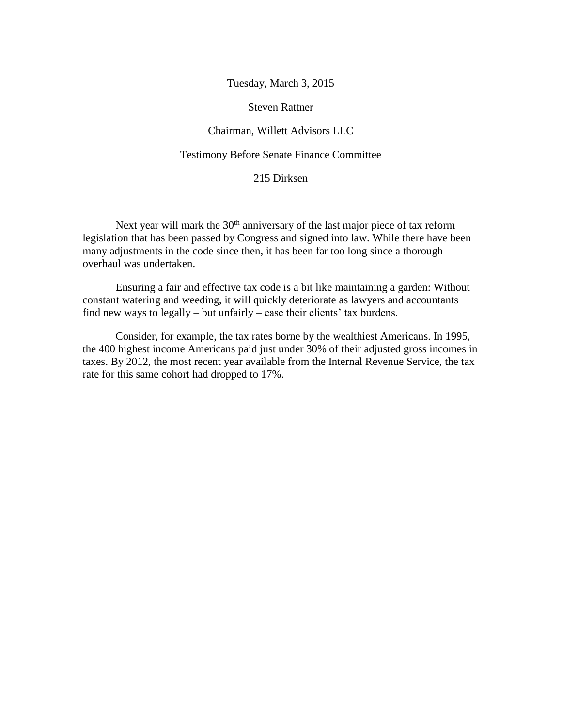Tuesday, March 3, 2015

Steven Rattner

Chairman, Willett Advisors LLC

Testimony Before Senate Finance Committee

215 Dirksen

Next year will mark the 30th anniversary of the last major piece of tax reform legislation that has been passed by Congress and signed into law. While there have been many adjustments in the code since then, it has been far too long since a thorough overhaul was undertaken.

Ensuring a fair and effective tax code is a bit like maintaining a garden: Without constant watering and weeding, it will quickly deteriorate as lawyers and accountants find new ways to legally – but unfairly – ease their clients' tax burdens.

Consider, for example, the tax rates borne by the wealthiest Americans. In 1995, the 400 highest income Americans paid just under 30% of their adjusted gross incomes in taxes. By 2012, the most recent year available from the Internal Revenue Service, the tax rate for this same cohort had dropped to 17%.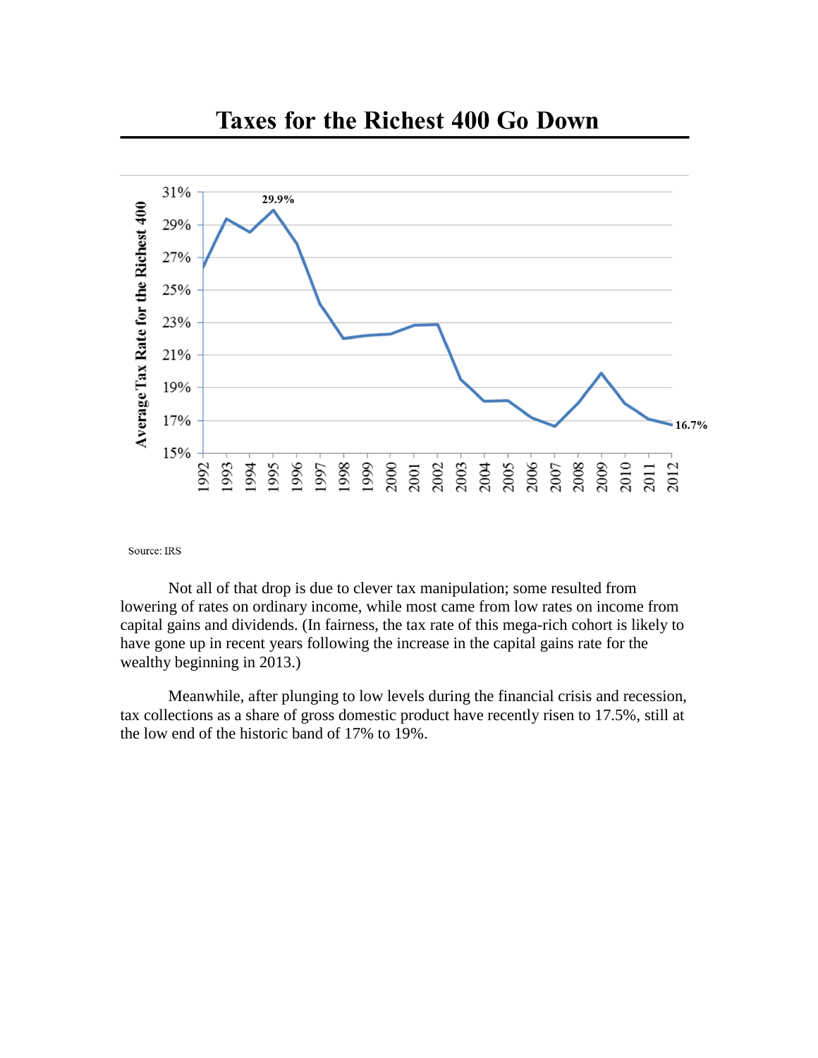## Taxes for the Richest 400 Go Down

Source: IRS

Not all of that drop is due to clever tax manipulation; some resulted from lowering of rates on ordinary income, while most came from low rates on income from capital gains and dividends. (In fairness, the tax rate of this mega-rich cohort is likely to have gone up in recent years following the increase in the capital gains rate for the wealthy beginning in 2013.)

Meanwhile, after plunging to low levels during the financial crisis and recession, tax collections as a share of gross domestic product have recently risen to 17.5%, still at the low end of the historic band of 17% to 19%.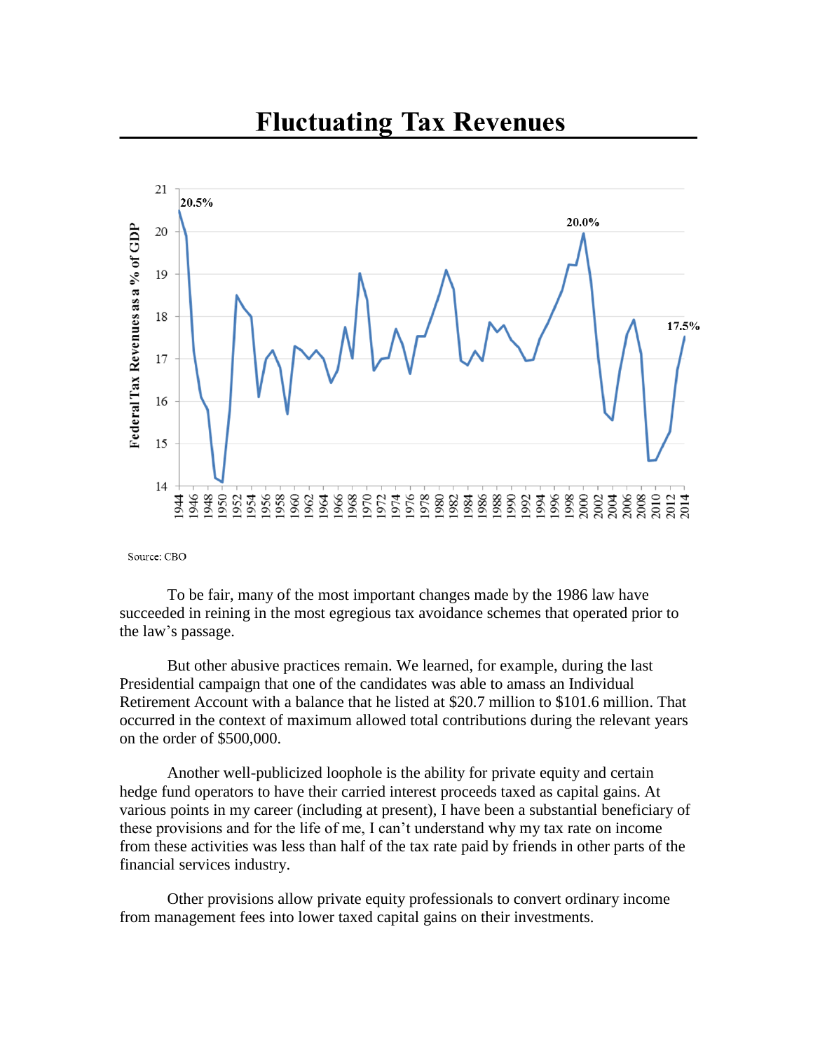# Fluctuating Tax Revenues

Source: CBO

To be fair, many of the most important changes made by the 1986 law have succeeded in reining in the most egregious tax avoidance schemes that operated prior to the law's passage.

But other abusive practices remain. We learned, for example, during the last Presidential campaign that one of the candidates was able to amass an Individual Retirement Account with a balance that he listed at $20.7 million to $101.6 million. That occurred in the context of maximum allowed total contributions during the relevant years on the order of $500,000.

Another well-publicized loophole is the ability for private equity and certain hedge fund operators to have their carried interest proceeds taxed as capital gains. At various points in my career (including at present), I have been a substantial beneficiary of these provisions and for the life of me, I can't understand why my tax rate on income from these activities was less than half of the tax rate paid by friends in other parts of the financial services industry.

Other provisions allow private equity professionals to convert ordinary income from management fees into lower taxed capital gains on their investments.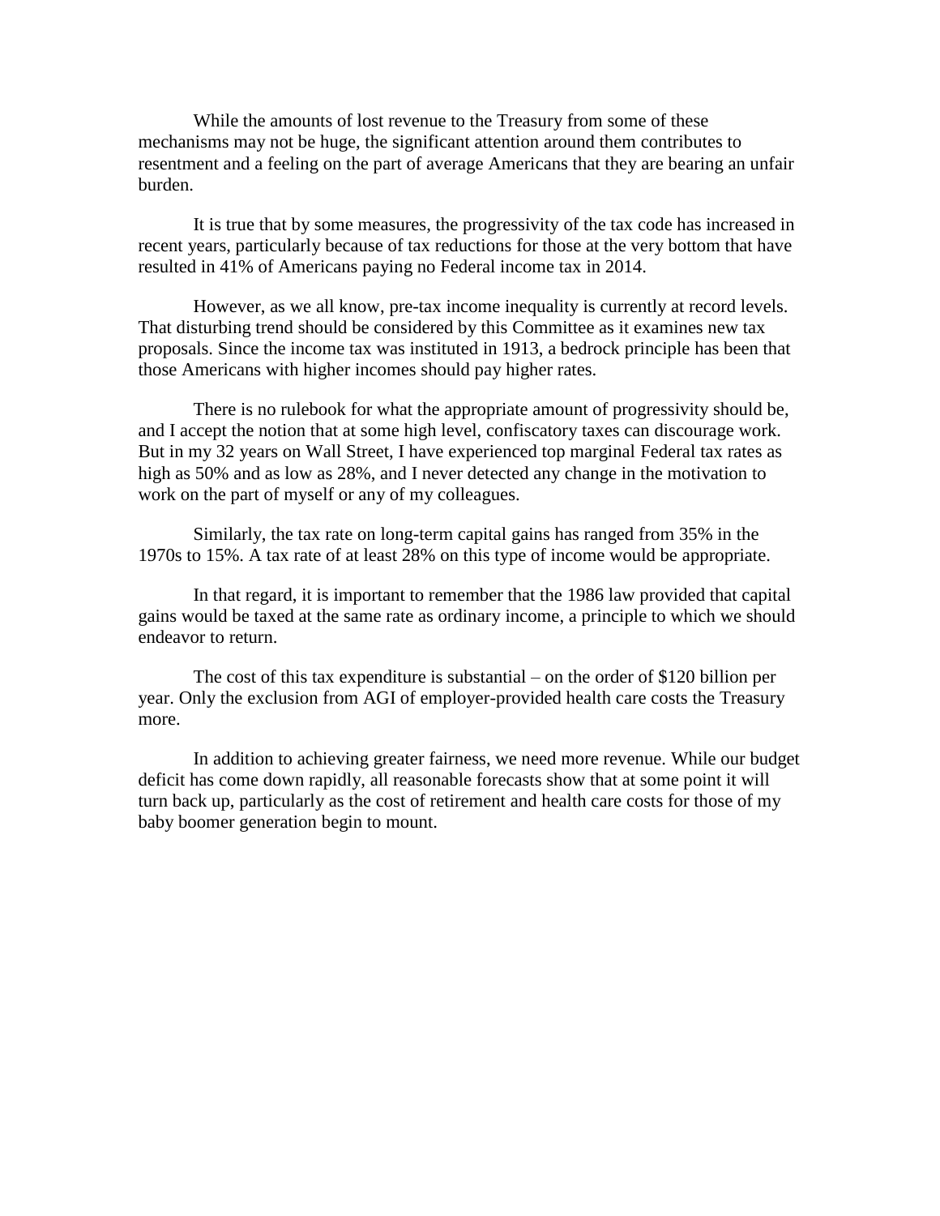While the amounts of lost revenue to the Treasury from some of these mechanisms may not be huge, the significant attention around them contributes to resentment and a feeling on the part of average Americans that they are bearing an unfair burden.

It is true that by some measures, the progressivity of the tax code has increased in recent years, particularly because of tax reductions for those at the very bottom that have resulted in 41% of Americans paying no Federal income tax in 2014.

However, as we all know, pre-tax income inequality is currently at record levels. That disturbing trend should be considered by this Committee as it examines new tax proposals. Since the income tax was instituted in 1913, a bedrock principle has been that those Americans with higher incomes should pay higher rates.

There is no rulebook for what the appropriate amount of progressivity should be, and I accept the notion that at some high level, confiscatory taxes can discourage work. But in my 32 years on Wall Street, I have experienced top marginal Federal tax rates as high as 50% and as low as 28%, and I never detected any change in the motivation to work on the part of myself or any of my colleagues.

Similarly, the tax rate on long-term capital gains has ranged from 35% in the 1970s to 15%. A tax rate of at least 28% on this type of income would be appropriate.

In that regard, it is important to remember that the 1986 law provided that capital gains would be taxed at the same rate as ordinary income, a principle to which we should endeavor to return.

The cost of this tax expenditure is substantial – on the order of $120 billion per year. Only the exclusion from AGI of employer-provided health care costs the Treasury more.

In addition to achieving greater fairness, we need more revenue. While our budget deficit has come down rapidly, all reasonable forecasts show that at some point it will turn back up, particularly as the cost of retirement and health care costs for those of my baby boomer generation begin to mount.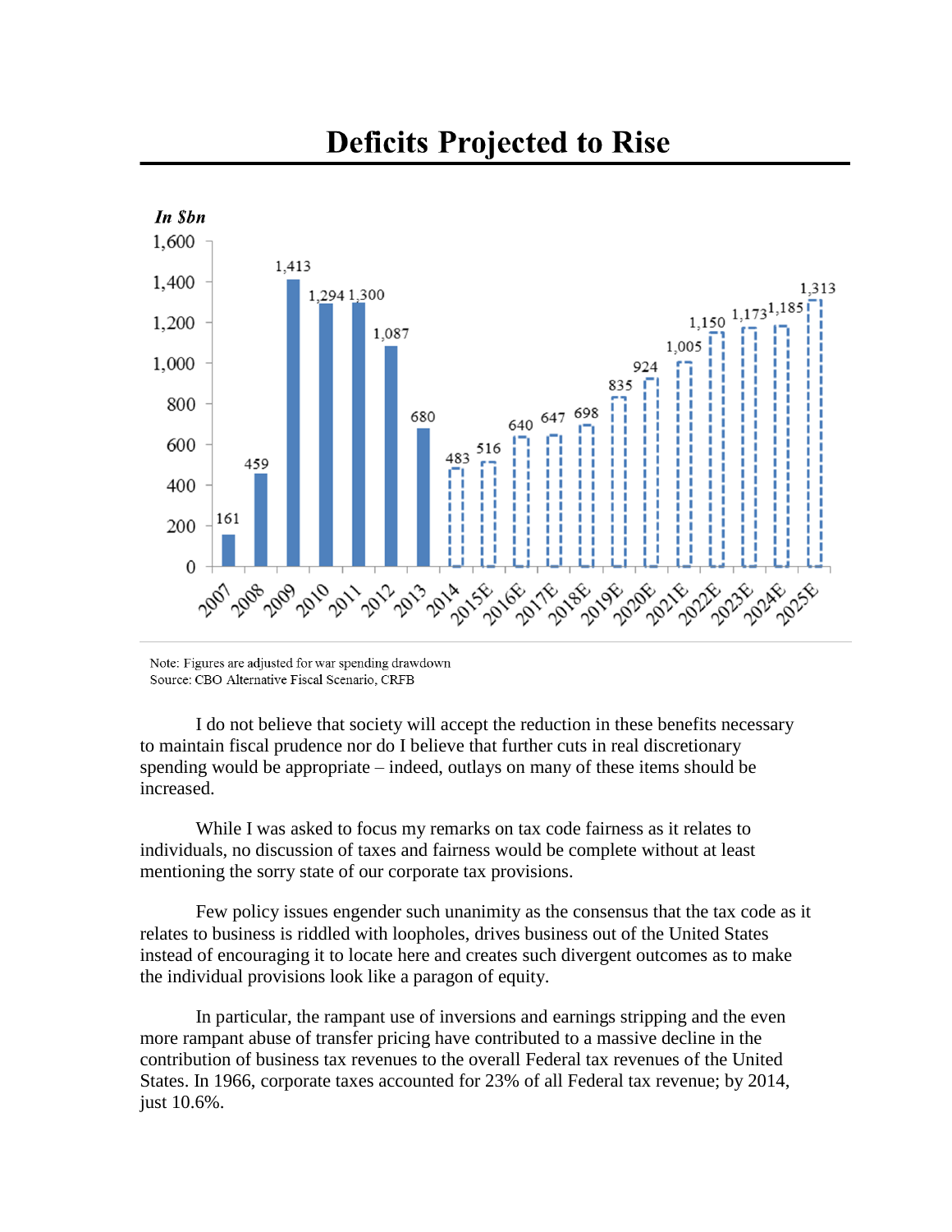## Deficits Projected to Rise

*In $bn*

| Year | Deficit |
|---|---|
| 2007 | 161 |
| 2008 | 459 |
| 2009 | 1,413 |
| 2010 | 1,294 |
| 2011 | 1,300 |
| 2012 | 1,087 |
| 2013 | 680 |
| 2014 | 483 |
| 2015E | 516 |
| 2016E | 640 |
| 2017E | 647 |
| 2018E | 698 |
| 2019E | 835 |
| 2020E | 924 |
| 2021E | 1,005 |
| 2022E | 1,150 |
| 2023E | 1,173 |
| 2024E | 1,185 |
| 2025E | 1,313 |

Note: Figures are adjusted for war spending drawdown
Source: CBO Alternative Fiscal Scenario, CRFB

I do not believe that society will accept the reduction in these benefits necessary to maintain fiscal prudence nor do I believe that further cuts in real discretionary spending would be appropriate – indeed, outlays on many of these items should be increased.

While I was asked to focus my remarks on tax code fairness as it relates to individuals, no discussion of taxes and fairness would be complete without at least mentioning the sorry state of our corporate tax provisions.

Few policy issues engender such unanimity as the consensus that the tax code as it relates to business is riddled with loopholes, drives business out of the United States instead of encouraging it to locate here and creates such divergent outcomes as to make the individual provisions look like a paragon of equity.

In particular, the rampant use of inversions and earnings stripping and the even more rampant abuse of transfer pricing have contributed to a massive decline in the contribution of business tax revenues to the overall Federal tax revenues of the United States. In 1966, corporate taxes accounted for 23% of all Federal tax revenue; by 2014, just 10.6%.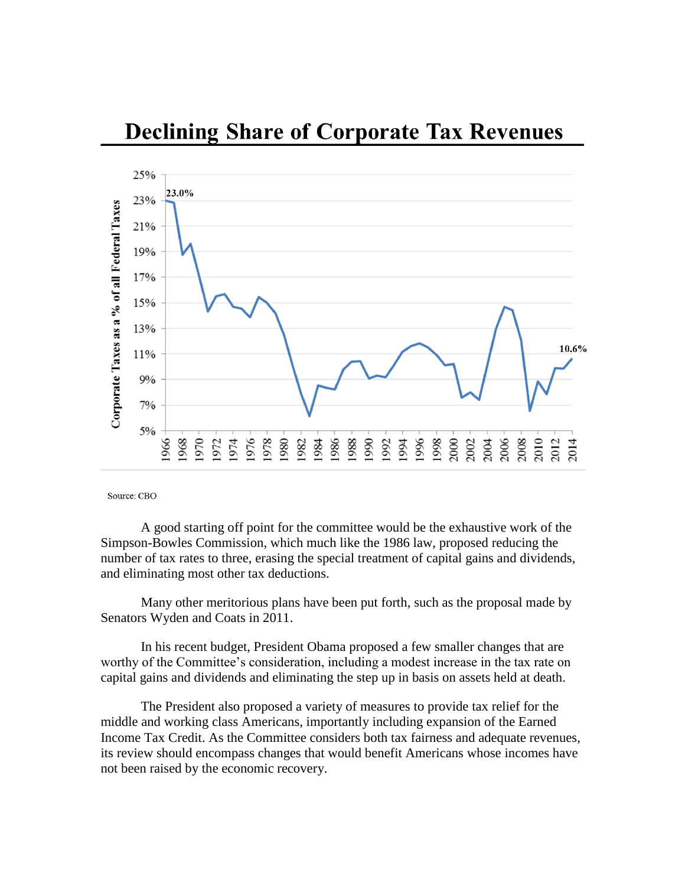# Declining Share of Corporate Tax Revenues

Corporate Taxes as a % of all Federal Taxes

25%
23%
21%
19%
17%
15%
13%
11%
9%
7%
5%

23.0%

10.6%

1966 1968 1970 1972 1974 1976 1978 1980 1982 1984 1986 1988 1990 1992 1994 1996 1998 2000 2002 2004 2006 2008 2010 2012 2014

Source: CBO

A good starting off point for the committee would be the exhaustive work of the Simpson-Bowles Commission, which much like the 1986 law, proposed reducing the number of tax rates to three, erasing the special treatment of capital gains and dividends, and eliminating most other tax deductions.

Many other meritorious plans have been put forth, such as the proposal made by Senators Wyden and Coats in 2011.

In his recent budget, President Obama proposed a few smaller changes that are worthy of the Committee's consideration, including a modest increase in the tax rate on capital gains and dividends and eliminating the step up in basis on assets held at death.

The President also proposed a variety of measures to provide tax relief for the middle and working class Americans, importantly including expansion of the Earned Income Tax Credit. As the Committee considers both tax fairness and adequate revenues, its review should encompass changes that would benefit Americans whose incomes have not been raised by the economic recovery.